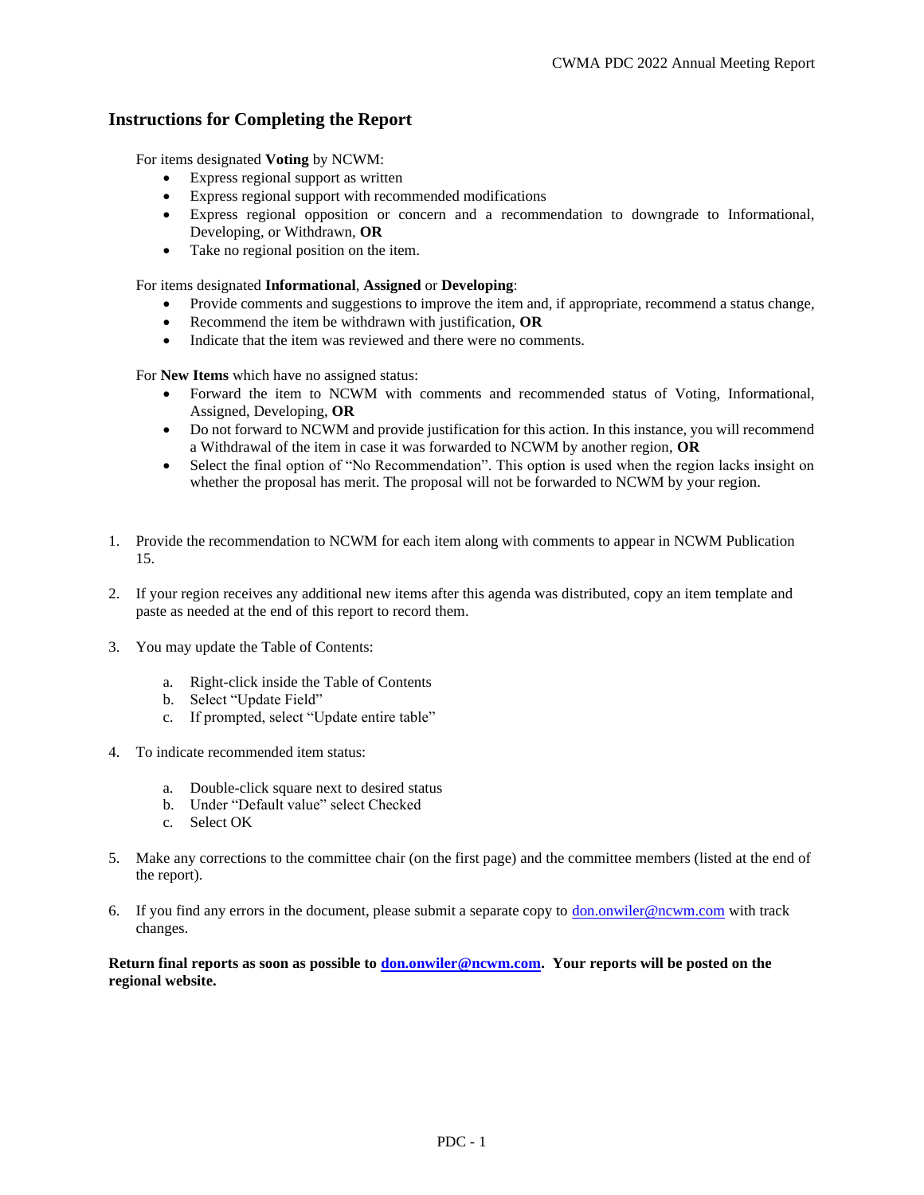## Instructions for Completing the Report

For items designated **Voting** by NCWM:

- Express regional support as written
- Express regional support with recommended modifications
- Express regional opposition or concern and a recommendation to downgrade to Informational, Developing, or Withdrawn, **OR**
- Take no regional position on the item.

For items designated **Informational**, **Assigned** or **Developing**:

- Provide comments and suggestions to improve the item and, if appropriate, recommend a status change,
- Recommend the item be withdrawn with justification, **OR**
- Indicate that the item was reviewed and there were no comments.

For **New Items** which have no assigned status:

- Forward the item to NCWM with comments and recommended status of Voting, Informational, Assigned, Developing, **OR**
- Do not forward to NCWM and provide justification for this action. In this instance, you will recommend a Withdrawal of the item in case it was forwarded to NCWM by another region, **OR**
- Select the final option of "No Recommendation". This option is used when the region lacks insight on whether the proposal has merit. The proposal will not be forwarded to NCWM by your region.

1. Provide the recommendation to NCWM for each item along with comments to appear in NCWM Publication 15.

2. If your region receives any additional new items after this agenda was distributed, copy an item template and paste as needed at the end of this report to record them.

3. You may update the Table of Contents:

   a. Right-click inside the Table of Contents
   b. Select "Update Field"
   c. If prompted, select "Update entire table"

4. To indicate recommended item status:

   a. Double-click square next to desired status
   b. Under "Default value" select Checked
   c. Select OK

5. Make any corrections to the committee chair (on the first page) and the committee members (listed at the end of the report).

6. If you find any errors in the document, please submit a separate copy to don.onwiler@ncwm.com with track changes.

**Return final reports as soon as possible to don.onwiler@ncwm.com. Your reports will be posted on the regional website.**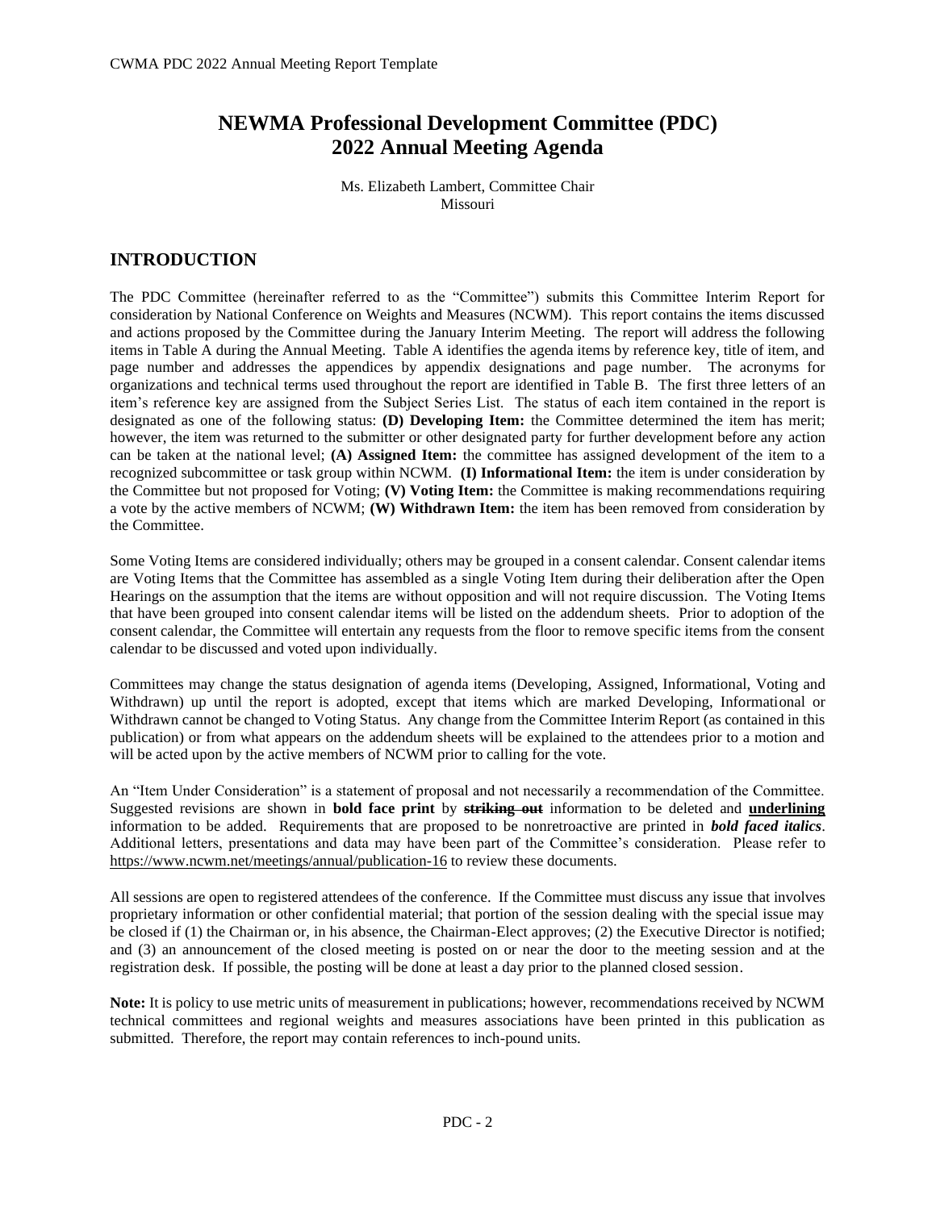# NEWMA Professional Development Committee (PDC) 2022 Annual Meeting Agenda

Ms. Elizabeth Lambert, Committee Chair
Missouri

## INTRODUCTION

The PDC Committee (hereinafter referred to as the "Committee") submits this Committee Interim Report for consideration by National Conference on Weights and Measures (NCWM). This report contains the items discussed and actions proposed by the Committee during the January Interim Meeting. The report will address the following items in Table A during the Annual Meeting. Table A identifies the agenda items by reference key, title of item, and page number and addresses the appendices by appendix designations and page number. The acronyms for organizations and technical terms used throughout the report are identified in Table B. The first three letters of an item's reference key are assigned from the Subject Series List. The status of each item contained in the report is designated as one of the following status: **(D) Developing Item:** the Committee determined the item has merit; however, the item was returned to the submitter or other designated party for further development before any action can be taken at the national level; **(A) Assigned Item:** the committee has assigned development of the item to a recognized subcommittee or task group within NCWM. **(I) Informational Item:** the item is under consideration by the Committee but not proposed for Voting; **(V) Voting Item:** the Committee is making recommendations requiring a vote by the active members of NCWM; **(W) Withdrawn Item:** the item has been removed from consideration by the Committee.

Some Voting Items are considered individually; others may be grouped in a consent calendar. Consent calendar items are Voting Items that the Committee has assembled as a single Voting Item during their deliberation after the Open Hearings on the assumption that the items are without opposition and will not require discussion. The Voting Items that have been grouped into consent calendar items will be listed on the addendum sheets. Prior to adoption of the consent calendar, the Committee will entertain any requests from the floor to remove specific items from the consent calendar to be discussed and voted upon individually.

Committees may change the status designation of agenda items (Developing, Assigned, Informational, Voting and Withdrawn) up until the report is adopted, except that items which are marked Developing, Informational or Withdrawn cannot be changed to Voting Status. Any change from the Committee Interim Report (as contained in this publication) or from what appears on the addendum sheets will be explained to the attendees prior to a motion and will be acted upon by the active members of NCWM prior to calling for the vote.

An "Item Under Consideration" is a statement of proposal and not necessarily a recommendation of the Committee. Suggested revisions are shown in **bold face print** by **~~striking out~~** information to be deleted and **<u>underlining</u>** information to be added. Requirements that are proposed to be nonretroactive are printed in ***bold faced italics***. Additional letters, presentations and data may have been part of the Committee's consideration. Please refer to https://www.ncwm.net/meetings/annual/publication-16 to review these documents.

All sessions are open to registered attendees of the conference. If the Committee must discuss any issue that involves proprietary information or other confidential material; that portion of the session dealing with the special issue may be closed if (1) the Chairman or, in his absence, the Chairman-Elect approves; (2) the Executive Director is notified; and (3) an announcement of the closed meeting is posted on or near the door to the meeting session and at the registration desk. If possible, the posting will be done at least a day prior to the planned closed session.

**Note:** It is policy to use metric units of measurement in publications; however, recommendations received by NCWM technical committees and regional weights and measures associations have been printed in this publication as submitted. Therefore, the report may contain references to inch-pound units.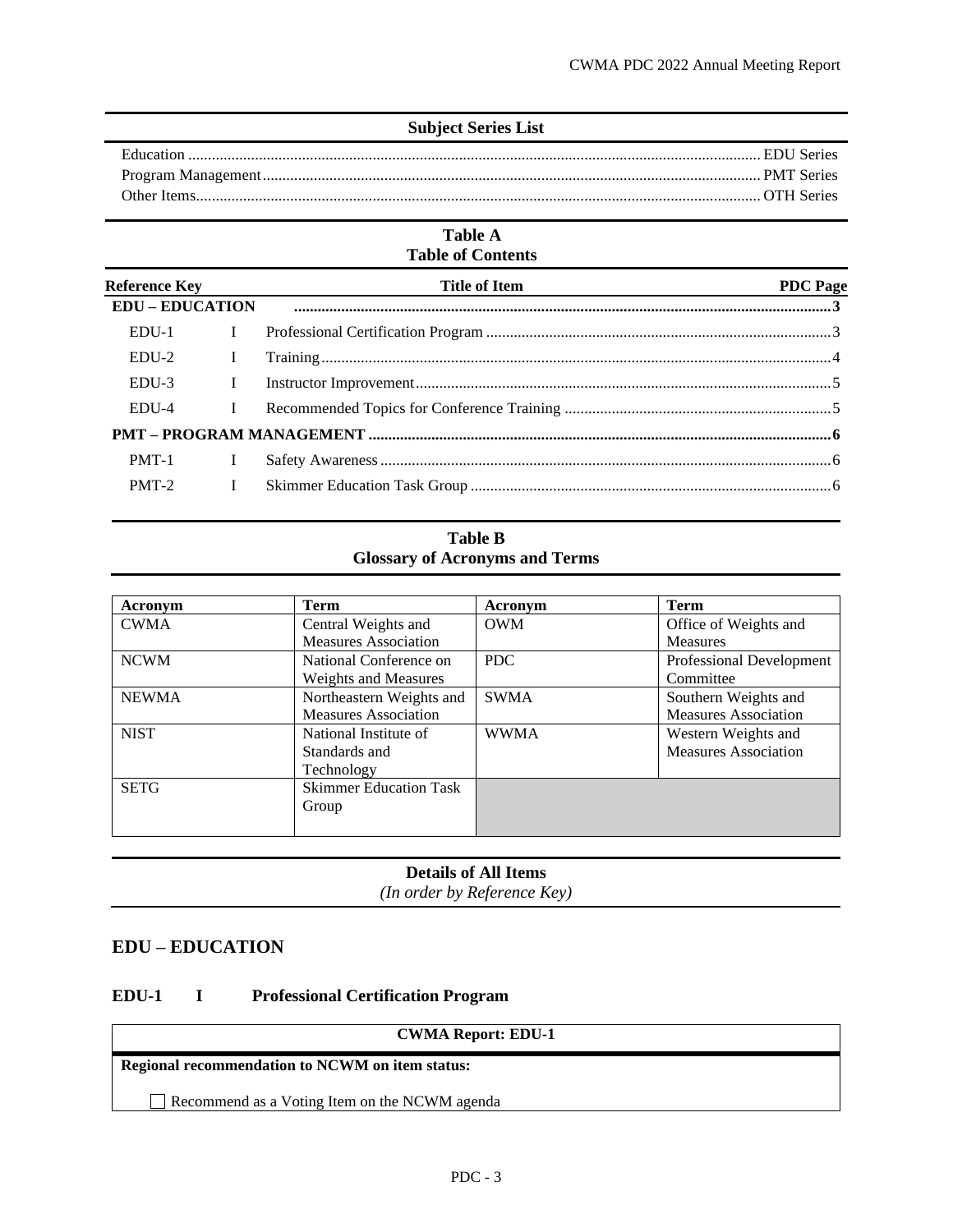**Subject Series List**

Education ................................................................................................................................................ EDU Series
Program Management ............................................................................................................................. PMT Series
Other Items.............................................................................................................................................. OTH Series

**Table A**
**Table of Contents**

| Reference Key | | Title of Item | PDC Page |
|---|---|---|---|
| **EDU – EDUCATION** | | | **3** |
| EDU-1 | I | Professional Certification Program | 3 |
| EDU-2 | I | Training | 4 |
| EDU-3 | I | Instructor Improvement | 5 |
| EDU-4 | I | Recommended Topics for Conference Training | 5 |
| **PMT – PROGRAM MANAGEMENT** | | | **6** |
| PMT-1 | I | Safety Awareness | 6 |
| PMT-2 | I | Skimmer Education Task Group | 6 |

**Table B**
**Glossary of Acronyms and Terms**

| Acronym | Term | Acronym | Term |
|---|---|---|---|
| CWMA | Central Weights and Measures Association | OWM | Office of Weights and Measures |
| NCWM | National Conference on Weights and Measures | PDC | Professional Development Committee |
| NEWMA | Northeastern Weights and Measures Association | SWMA | Southern Weights and Measures Association |
| NIST | National Institute of Standards and Technology | WWMA | Western Weights and Measures Association |
| SETG | Skimmer Education Task Group | | |

**Details of All Items**
*(In order by Reference Key)*

## EDU – EDUCATION

### EDU-1 I Professional Certification Program

| CWMA Report: EDU-1 |
|---|
| **Regional recommendation to NCWM on item status:** |
| ☐ Recommend as a Voting Item on the NCWM agenda |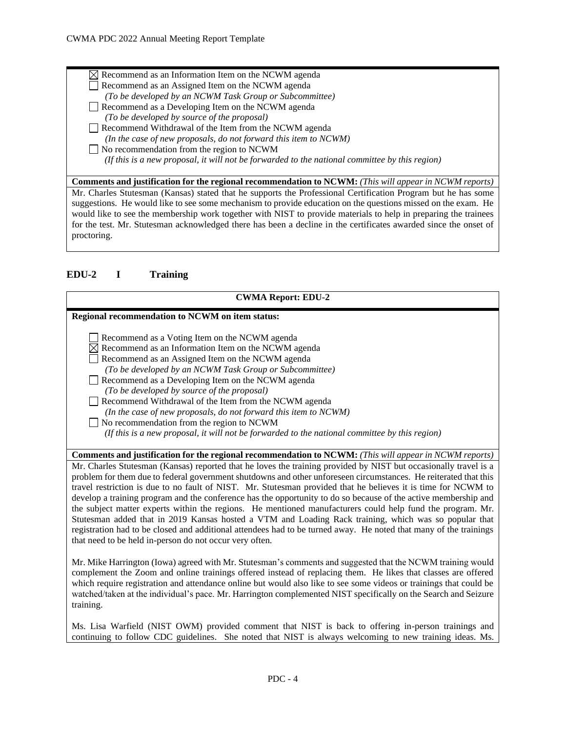- ☒ Recommend as an Information Item on the NCWM agenda
- ☐ Recommend as an Assigned Item on the NCWM agenda
  *(To be developed by an NCWM Task Group or Subcommittee)*
- ☐ Recommend as a Developing Item on the NCWM agenda
  *(To be developed by source of the proposal)*
- ☐ Recommend Withdrawal of the Item from the NCWM agenda
  *(In the case of new proposals, do not forward this item to NCWM)*
- ☐ No recommendation from the region to NCWM
  *(If this is a new proposal, it will not be forwarded to the national committee by this region)*

**Comments and justification for the regional recommendation to NCWM:** *(This will appear in NCWM reports)*

Mr. Charles Stutesman (Kansas) stated that he supports the Professional Certification Program but he has some suggestions. He would like to see some mechanism to provide education on the questions missed on the exam. He would like to see the membership work together with NIST to provide materials to help in preparing the trainees for the test. Mr. Stutesman acknowledged there has been a decline in the certificates awarded since the onset of proctoring.

## EDU-2 I Training

**CWMA Report: EDU-2**

**Regional recommendation to NCWM on item status:**

- ☐ Recommend as a Voting Item on the NCWM agenda
- ☒ Recommend as an Information Item on the NCWM agenda
- ☐ Recommend as an Assigned Item on the NCWM agenda
  *(To be developed by an NCWM Task Group or Subcommittee)*
- ☐ Recommend as a Developing Item on the NCWM agenda
  *(To be developed by source of the proposal)*
- ☐ Recommend Withdrawal of the Item from the NCWM agenda
  *(In the case of new proposals, do not forward this item to NCWM)*
- ☐ No recommendation from the region to NCWM
  *(If this is a new proposal, it will not be forwarded to the national committee by this region)*

**Comments and justification for the regional recommendation to NCWM:** *(This will appear in NCWM reports)*

Mr. Charles Stutesman (Kansas) reported that he loves the training provided by NIST but occasionally travel is a problem for them due to federal government shutdowns and other unforeseen circumstances. He reiterated that this travel restriction is due to no fault of NIST. Mr. Stutesman provided that he believes it is time for NCWM to develop a training program and the conference has the opportunity to do so because of the active membership and the subject matter experts within the regions. He mentioned manufacturers could help fund the program. Mr. Stutesman added that in 2019 Kansas hosted a VTM and Loading Rack training, which was so popular that registration had to be closed and additional attendees had to be turned away. He noted that many of the trainings that need to be held in-person do not occur very often.

Mr. Mike Harrington (Iowa) agreed with Mr. Stutesman's comments and suggested that the NCWM training would complement the Zoom and online trainings offered instead of replacing them. He likes that classes are offered which require registration and attendance online but would also like to see some videos or trainings that could be watched/taken at the individual's pace. Mr. Harrington complemented NIST specifically on the Search and Seizure training.

Ms. Lisa Warfield (NIST OWM) provided comment that NIST is back to offering in-person trainings and continuing to follow CDC guidelines. She noted that NIST is always welcoming to new training ideas. Ms.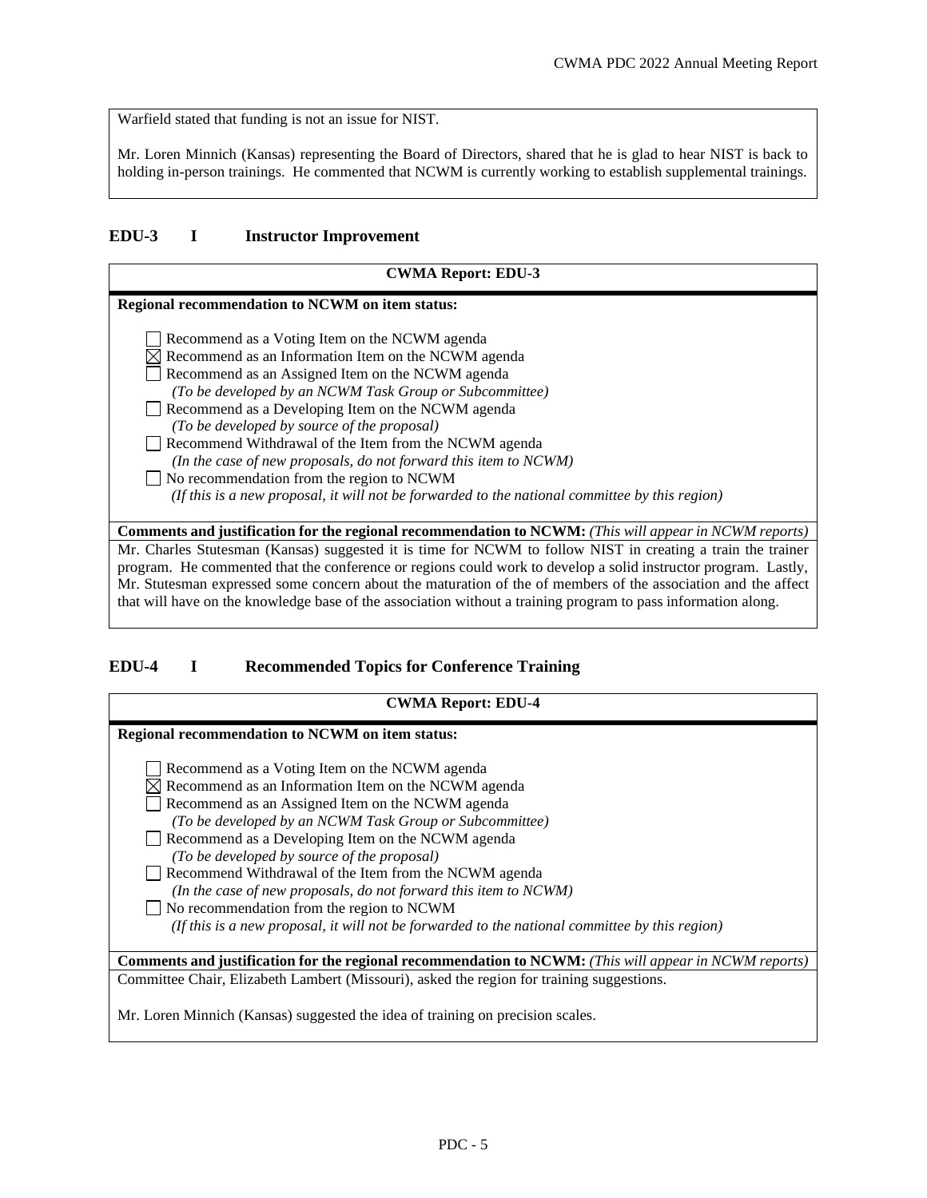Warfield stated that funding is not an issue for NIST.

Mr. Loren Minnich (Kansas) representing the Board of Directors, shared that he is glad to hear NIST is back to holding in-person trainings. He commented that NCWM is currently working to establish supplemental trainings.

## EDU-3 I Instructor Improvement

**CWMA Report: EDU-3**

**Regional recommendation to NCWM on item status:**

- ☐ Recommend as a Voting Item on the NCWM agenda
- ☒ Recommend as an Information Item on the NCWM agenda
- ☐ Recommend as an Assigned Item on the NCWM agenda
  *(To be developed by an NCWM Task Group or Subcommittee)*
- ☐ Recommend as a Developing Item on the NCWM agenda
  *(To be developed by source of the proposal)*
- ☐ Recommend Withdrawal of the Item from the NCWM agenda
  *(In the case of new proposals, do not forward this item to NCWM)*
- ☐ No recommendation from the region to NCWM
  *(If this is a new proposal, it will not be forwarded to the national committee by this region)*

**Comments and justification for the regional recommendation to NCWM:** *(This will appear in NCWM reports)*

Mr. Charles Stutesman (Kansas) suggested it is time for NCWM to follow NIST in creating a train the trainer program. He commented that the conference or regions could work to develop a solid instructor program. Lastly, Mr. Stutesman expressed some concern about the maturation of the of members of the association and the affect that will have on the knowledge base of the association without a training program to pass information along.

## EDU-4 I Recommended Topics for Conference Training

**CWMA Report: EDU-4**

**Regional recommendation to NCWM on item status:**

- ☐ Recommend as a Voting Item on the NCWM agenda
- ☒ Recommend as an Information Item on the NCWM agenda
- ☐ Recommend as an Assigned Item on the NCWM agenda
  *(To be developed by an NCWM Task Group or Subcommittee)*
- ☐ Recommend as a Developing Item on the NCWM agenda
  *(To be developed by source of the proposal)*
- ☐ Recommend Withdrawal of the Item from the NCWM agenda
  *(In the case of new proposals, do not forward this item to NCWM)*
- ☐ No recommendation from the region to NCWM
  *(If this is a new proposal, it will not be forwarded to the national committee by this region)*

**Comments and justification for the regional recommendation to NCWM:** *(This will appear in NCWM reports)*

Committee Chair, Elizabeth Lambert (Missouri), asked the region for training suggestions.

Mr. Loren Minnich (Kansas) suggested the idea of training on precision scales.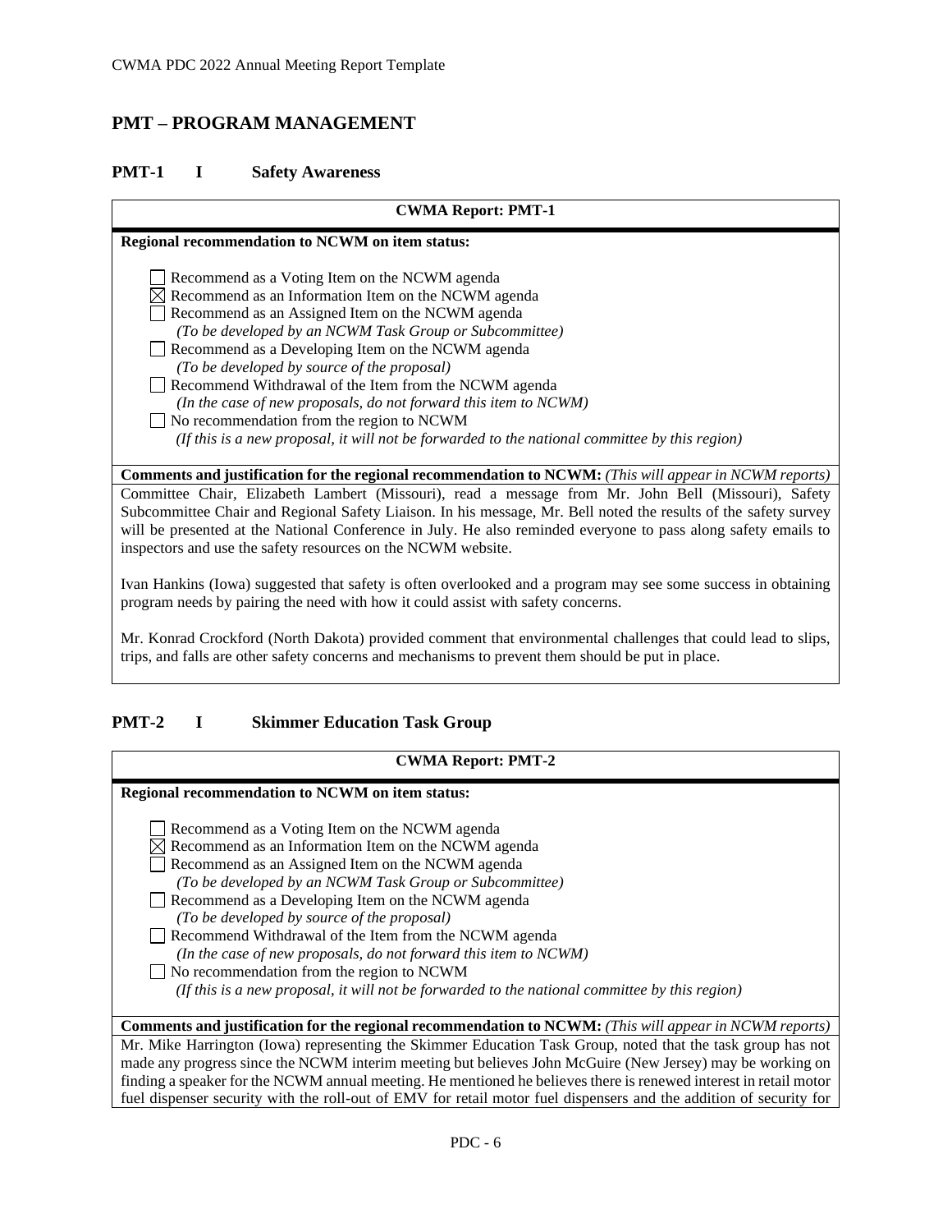## PMT – PROGRAM MANAGEMENT

### PMT-1 I Safety Awareness

**CWMA Report: PMT-1**

**Regional recommendation to NCWM on item status:**

- ☐ Recommend as a Voting Item on the NCWM agenda
- ☒ Recommend as an Information Item on the NCWM agenda
- ☐ Recommend as an Assigned Item on the NCWM agenda
  *(To be developed by an NCWM Task Group or Subcommittee)*
- ☐ Recommend as a Developing Item on the NCWM agenda
  *(To be developed by source of the proposal)*
- ☐ Recommend Withdrawal of the Item from the NCWM agenda
  *(In the case of new proposals, do not forward this item to NCWM)*
- ☐ No recommendation from the region to NCWM
  *(If this is a new proposal, it will not be forwarded to the national committee by this region)*

**Comments and justification for the regional recommendation to NCWM:** *(This will appear in NCWM reports)*

Committee Chair, Elizabeth Lambert (Missouri), read a message from Mr. John Bell (Missouri), Safety Subcommittee Chair and Regional Safety Liaison. In his message, Mr. Bell noted the results of the safety survey will be presented at the National Conference in July. He also reminded everyone to pass along safety emails to inspectors and use the safety resources on the NCWM website.

Ivan Hankins (Iowa) suggested that safety is often overlooked and a program may see some success in obtaining program needs by pairing the need with how it could assist with safety concerns.

Mr. Konrad Crockford (North Dakota) provided comment that environmental challenges that could lead to slips, trips, and falls are other safety concerns and mechanisms to prevent them should be put in place.

### PMT-2 I Skimmer Education Task Group

**CWMA Report: PMT-2**

**Regional recommendation to NCWM on item status:**

- ☐ Recommend as a Voting Item on the NCWM agenda
- ☒ Recommend as an Information Item on the NCWM agenda
- ☐ Recommend as an Assigned Item on the NCWM agenda
  *(To be developed by an NCWM Task Group or Subcommittee)*
- ☐ Recommend as a Developing Item on the NCWM agenda
  *(To be developed by source of the proposal)*
- ☐ Recommend Withdrawal of the Item from the NCWM agenda
  *(In the case of new proposals, do not forward this item to NCWM)*
- ☐ No recommendation from the region to NCWM
  *(If this is a new proposal, it will not be forwarded to the national committee by this region)*

**Comments and justification for the regional recommendation to NCWM:** *(This will appear in NCWM reports)*

Mr. Mike Harrington (Iowa) representing the Skimmer Education Task Group, noted that the task group has not made any progress since the NCWM interim meeting but believes John McGuire (New Jersey) may be working on finding a speaker for the NCWM annual meeting. He mentioned he believes there is renewed interest in retail motor fuel dispenser security with the roll-out of EMV for retail motor fuel dispensers and the addition of security for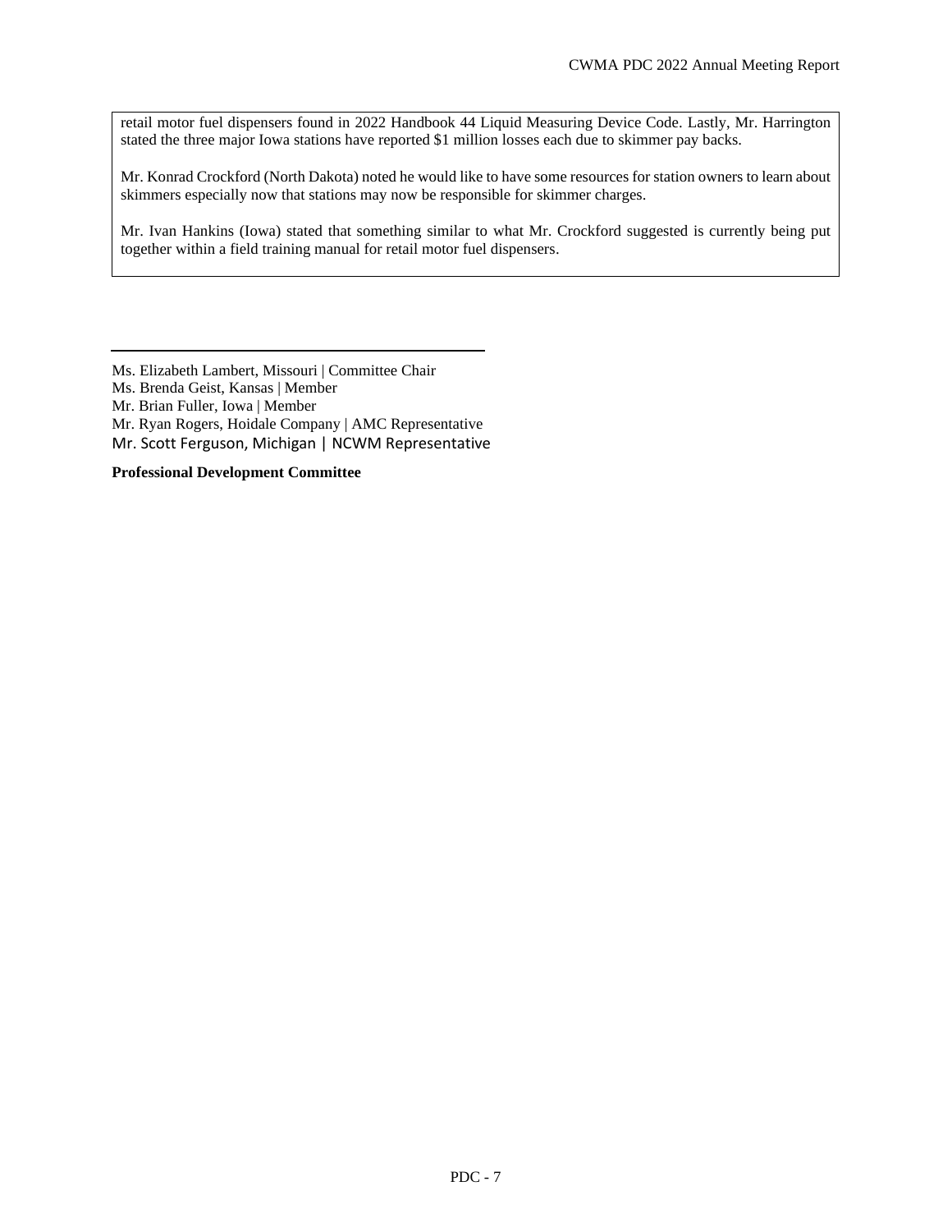retail motor fuel dispensers found in 2022 Handbook 44 Liquid Measuring Device Code. Lastly, Mr. Harrington stated the three major Iowa stations have reported $1 million losses each due to skimmer pay backs.

Mr. Konrad Crockford (North Dakota) noted he would like to have some resources for station owners to learn about skimmers especially now that stations may now be responsible for skimmer charges.

Mr. Ivan Hankins (Iowa) stated that something similar to what Mr. Crockford suggested is currently being put together within a field training manual for retail motor fuel dispensers.

---

Ms. Elizabeth Lambert, Missouri | Committee Chair
Ms. Brenda Geist, Kansas | Member
Mr. Brian Fuller, Iowa | Member
Mr. Ryan Rogers, Hoidale Company | AMC Representative
Mr. Scott Ferguson, Michigan | NCWM Representative

**Professional Development Committee**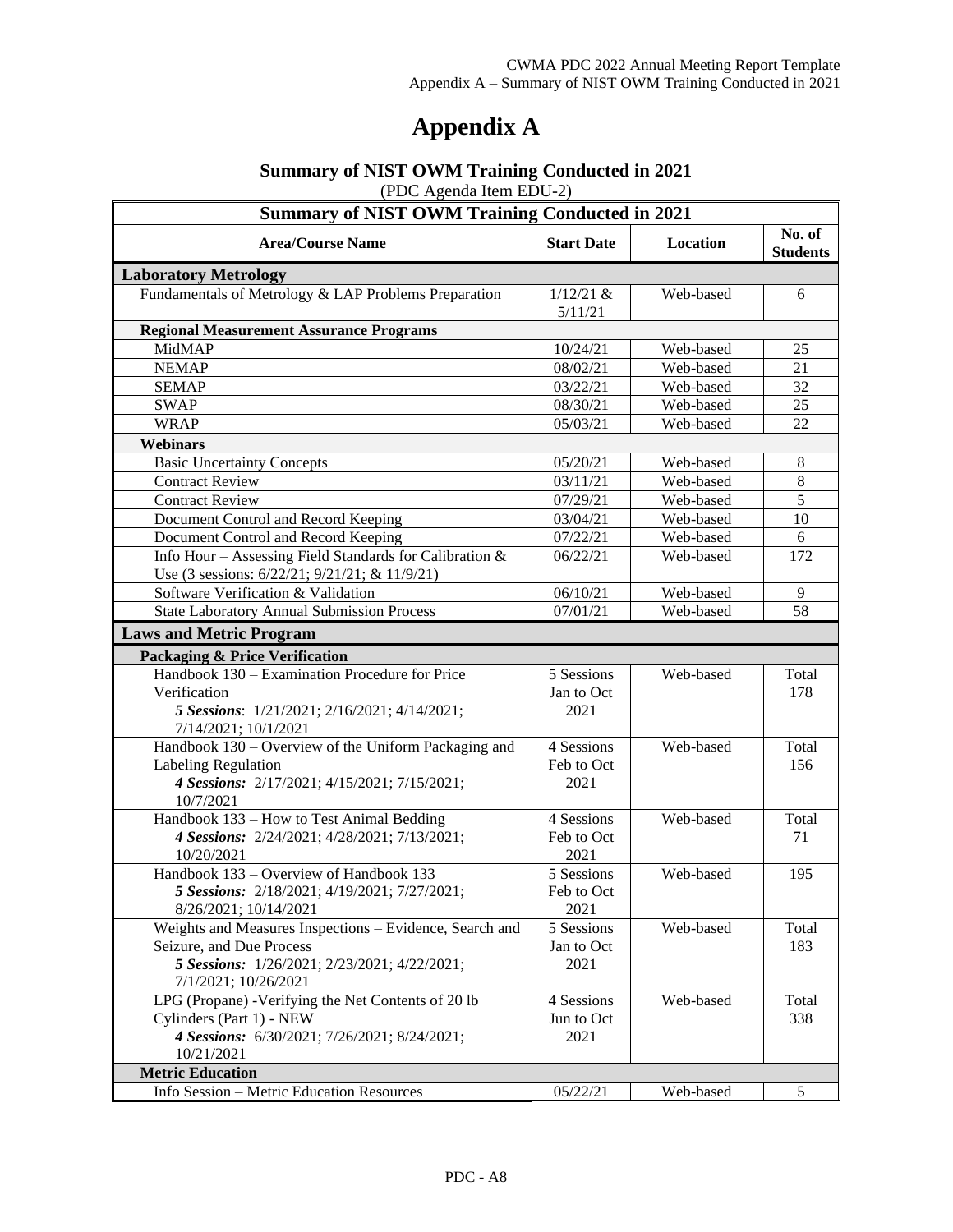# Appendix A

## Summary of NIST OWM Training Conducted in 2021

(PDC Agenda Item EDU-2)

| Summary of NIST OWM Training Conducted in 2021 | | | |
|---|---|---|---|
| **Area/Course Name** | **Start Date** | **Location** | **No. of Students** |
| **Laboratory Metrology** | | | |
| Fundamentals of Metrology & LAP Problems Preparation | 1/12/21 & 5/11/21 | Web-based | 6 |
| **Regional Measurement Assurance Programs** | | | |
| MidMAP | 10/24/21 | Web-based | 25 |
| NEMAP | 08/02/21 | Web-based | 21 |
| SEMAP | 03/22/21 | Web-based | 32 |
| SWAP | 08/30/21 | Web-based | 25 |
| WRAP | 05/03/21 | Web-based | 22 |
| **Webinars** | | | |
| Basic Uncertainty Concepts | 05/20/21 | Web-based | 8 |
| Contract Review | 03/11/21 | Web-based | 8 |
| Contract Review | 07/29/21 | Web-based | 5 |
| Document Control and Record Keeping | 03/04/21 | Web-based | 10 |
| Document Control and Record Keeping | 07/22/21 | Web-based | 6 |
| Info Hour – Assessing Field Standards for Calibration & Use (3 sessions: 6/22/21; 9/21/21; & 11/9/21) | 06/22/21 | Web-based | 172 |
| Software Verification & Validation | 06/10/21 | Web-based | 9 |
| State Laboratory Annual Submission Process | 07/01/21 | Web-based | 58 |
| **Laws and Metric Program** | | | |
| **Packaging & Price Verification** | | | |
| Handbook 130 – Examination Procedure for Price Verification<br>***5 Sessions***: 1/21/2021; 2/16/2021; 4/14/2021; 7/14/2021; 10/1/2021 | 5 Sessions Jan to Oct 2021 | Web-based | Total 178 |
| Handbook 130 – Overview of the Uniform Packaging and Labeling Regulation<br>***4 Sessions:*** 2/17/2021; 4/15/2021; 7/15/2021; 10/7/2021 | 4 Sessions Feb to Oct 2021 | Web-based | Total 156 |
| Handbook 133 – How to Test Animal Bedding<br>***4 Sessions:*** 2/24/2021; 4/28/2021; 7/13/2021; 10/20/2021 | 4 Sessions Feb to Oct 2021 | Web-based | Total 71 |
| Handbook 133 – Overview of Handbook 133<br>***5 Sessions:*** 2/18/2021; 4/19/2021; 7/27/2021; 8/26/2021; 10/14/2021 | 5 Sessions Feb to Oct 2021 | Web-based | 195 |
| Weights and Measures Inspections – Evidence, Search and Seizure, and Due Process<br>***5 Sessions:*** 1/26/2021; 2/23/2021; 4/22/2021; 7/1/2021; 10/26/2021 | 5 Sessions Jan to Oct 2021 | Web-based | Total 183 |
| LPG (Propane) -Verifying the Net Contents of 20 lb Cylinders (Part 1) - NEW<br>***4 Sessions:*** 6/30/2021; 7/26/2021; 8/24/2021; 10/21/2021 | 4 Sessions Jun to Oct 2021 | Web-based | Total 338 |
| **Metric Education** | | | |
| Info Session – Metric Education Resources | 05/22/21 | Web-based | 5 |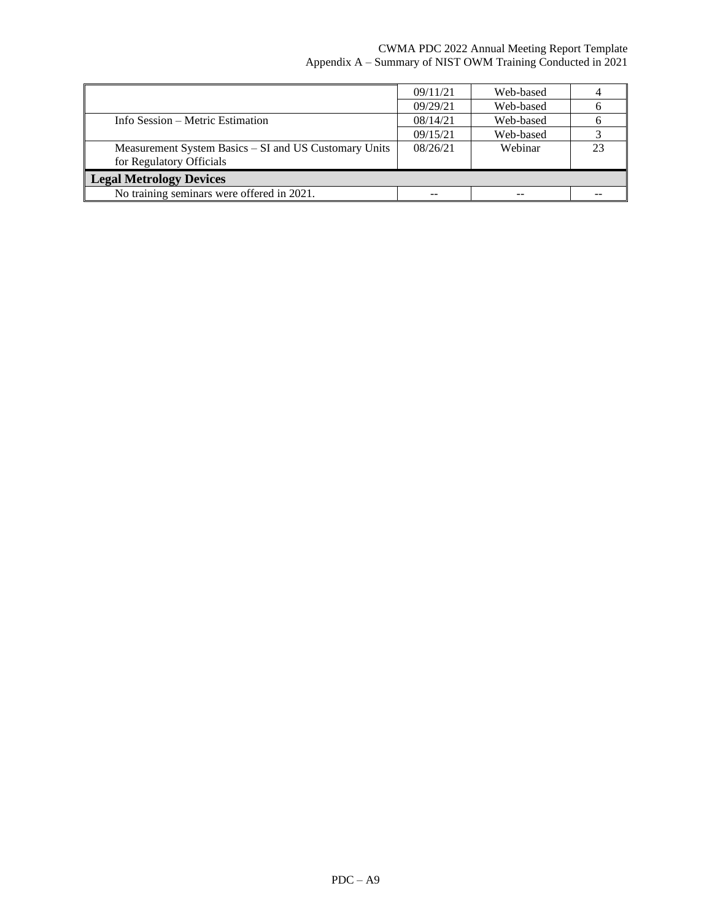| | | | |
|---|---|---|---|
| | 09/11/21 | Web-based | 4 |
| | 09/29/21 | Web-based | 6 |
| Info Session – Metric Estimation | 08/14/21 | Web-based | 6 |
| | 09/15/21 | Web-based | 3 |
| Measurement System Basics – SI and US Customary Units for Regulatory Officials | 08/26/21 | Webinar | 23 |
| **Legal Metrology Devices** | | | |
| No training seminars were offered in 2021. | -- | -- | -- |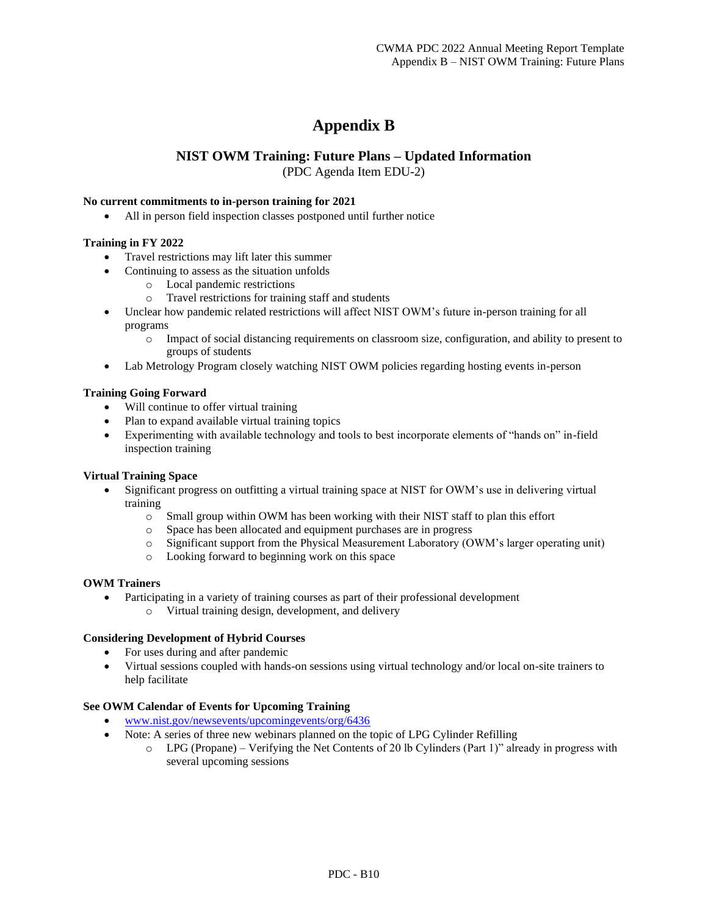# Appendix B

## NIST OWM Training: Future Plans – Updated Information

(PDC Agenda Item EDU-2)

**No current commitments to in-person training for 2021**

- All in person field inspection classes postponed until further notice

**Training in FY 2022**

- Travel restrictions may lift later this summer
- Continuing to assess as the situation unfolds
  - Local pandemic restrictions
  - Travel restrictions for training staff and students
- Unclear how pandemic related restrictions will affect NIST OWM's future in-person training for all programs
  - Impact of social distancing requirements on classroom size, configuration, and ability to present to groups of students
- Lab Metrology Program closely watching NIST OWM policies regarding hosting events in-person

**Training Going Forward**

- Will continue to offer virtual training
- Plan to expand available virtual training topics
- Experimenting with available technology and tools to best incorporate elements of "hands on" in-field inspection training

**Virtual Training Space**

- Significant progress on outfitting a virtual training space at NIST for OWM's use in delivering virtual training
  - Small group within OWM has been working with their NIST staff to plan this effort
  - Space has been allocated and equipment purchases are in progress
  - Significant support from the Physical Measurement Laboratory (OWM's larger operating unit)
  - Looking forward to beginning work on this space

**OWM Trainers**

- Participating in a variety of training courses as part of their professional development
  - Virtual training design, development, and delivery

**Considering Development of Hybrid Courses**

- For uses during and after pandemic
- Virtual sessions coupled with hands-on sessions using virtual technology and/or local on-site trainers to help facilitate

**See OWM Calendar of Events for Upcoming Training**

- www.nist.gov/newsevents/upcomingevents/org/6436
- Note: A series of three new webinars planned on the topic of LPG Cylinder Refilling
  - LPG (Propane) – Verifying the Net Contents of 20 lb Cylinders (Part 1)" already in progress with several upcoming sessions